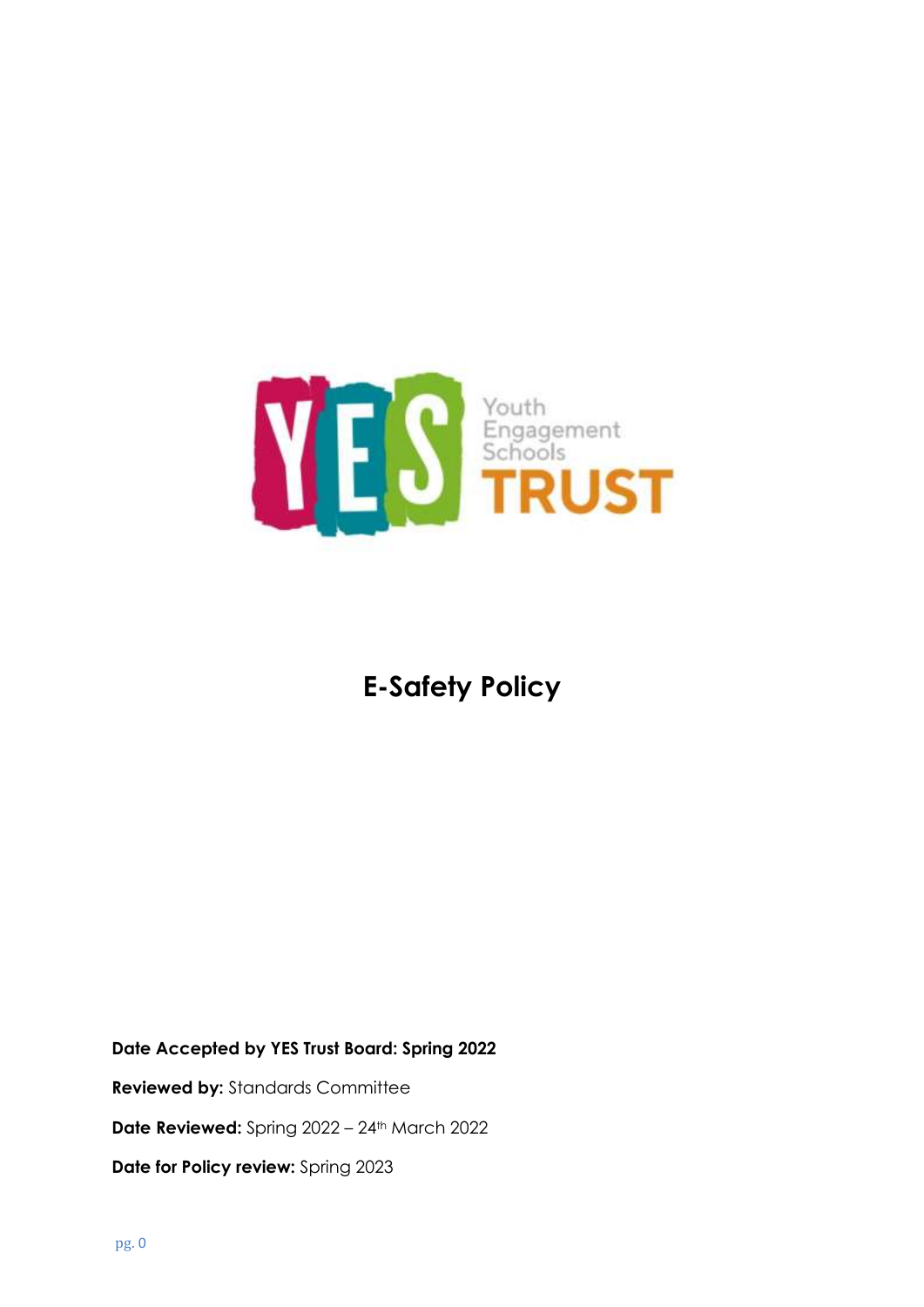YES Youth Engagement Schools TRUST

# E-Safety Policy

**Date Accepted by YES Trust Board: Spring 2022**

**Reviewed by:** Standards Committee

**Date Reviewed:** Spring 2022 – 24th March 2022

**Date for Policy review:** Spring 2023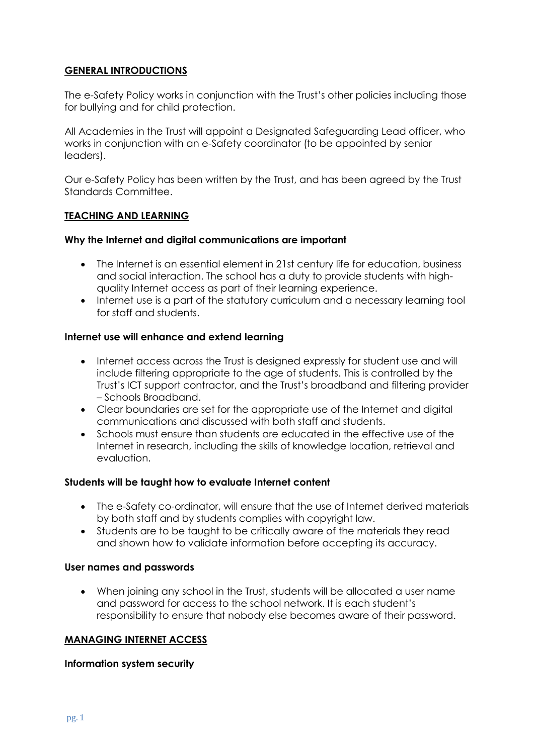## GENERAL INTRODUCTIONS

The e-Safety Policy works in conjunction with the Trust's other policies including those for bullying and for child protection.

All Academies in the Trust will appoint a Designated Safeguarding Lead officer, who works in conjunction with an e-Safety coordinator (to be appointed by senior leaders).

Our e-Safety Policy has been written by the Trust, and has been agreed by the Trust Standards Committee.

## TEACHING AND LEARNING

### Why the Internet and digital communications are important

- The Internet is an essential element in 21st century life for education, business and social interaction. The school has a duty to provide students with high-quality Internet access as part of their learning experience.
- Internet use is a part of the statutory curriculum and a necessary learning tool for staff and students.

### Internet use will enhance and extend learning

- Internet access across the Trust is designed expressly for student use and will include filtering appropriate to the age of students. This is controlled by the Trust's ICT support contractor, and the Trust's broadband and filtering provider – Schools Broadband.
- Clear boundaries are set for the appropriate use of the Internet and digital communications and discussed with both staff and students.
- Schools must ensure than students are educated in the effective use of the Internet in research, including the skills of knowledge location, retrieval and evaluation.

### Students will be taught how to evaluate Internet content

- The e-Safety co-ordinator, will ensure that the use of Internet derived materials by both staff and by students complies with copyright law.
- Students are to be taught to be critically aware of the materials they read and shown how to validate information before accepting its accuracy.

### User names and passwords

- When joining any school in the Trust, students will be allocated a user name and password for access to the school network. It is each student's responsibility to ensure that nobody else becomes aware of their password.

## MANAGING INTERNET ACCESS

### Information system security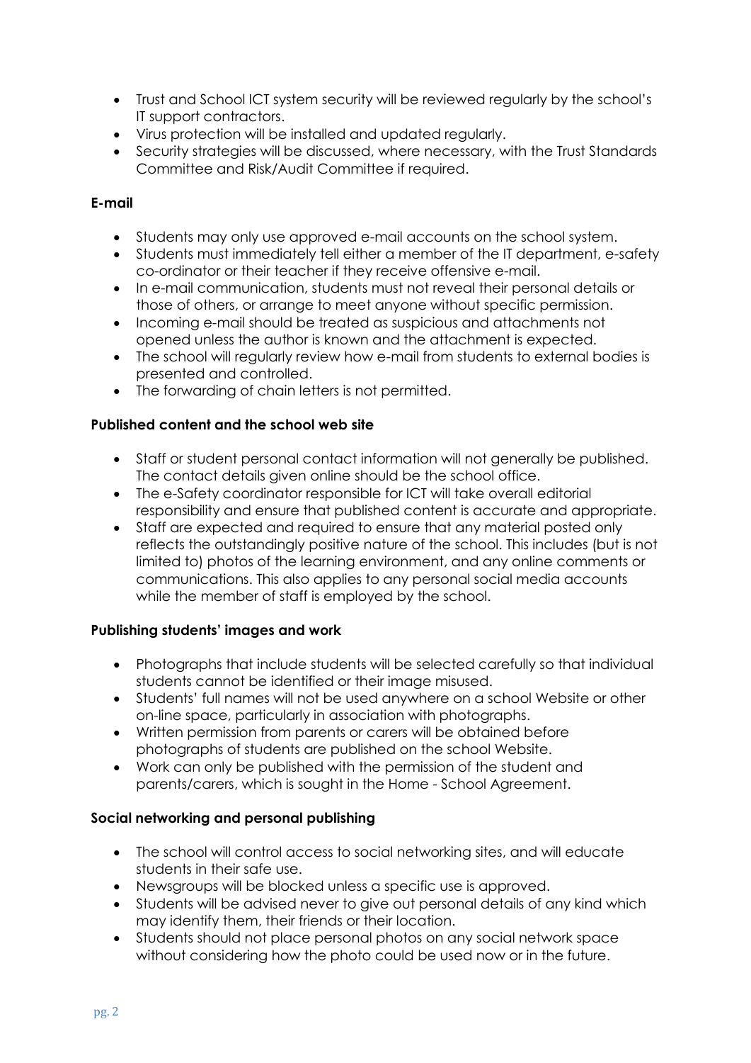- Trust and School ICT system security will be reviewed regularly by the school's IT support contractors.
- Virus protection will be installed and updated regularly.
- Security strategies will be discussed, where necessary, with the Trust Standards Committee and Risk/Audit Committee if required.

**E-mail**

- Students may only use approved e-mail accounts on the school system.
- Students must immediately tell either a member of the IT department, e-safety co-ordinator or their teacher if they receive offensive e-mail.
- In e-mail communication, students must not reveal their personal details or those of others, or arrange to meet anyone without specific permission.
- Incoming e-mail should be treated as suspicious and attachments not opened unless the author is known and the attachment is expected.
- The school will regularly review how e-mail from students to external bodies is presented and controlled.
- The forwarding of chain letters is not permitted.

**Published content and the school web site**

- Staff or student personal contact information will not generally be published. The contact details given online should be the school office.
- The e-Safety coordinator responsible for ICT will take overall editorial responsibility and ensure that published content is accurate and appropriate.
- Staff are expected and required to ensure that any material posted only reflects the outstandingly positive nature of the school. This includes (but is not limited to) photos of the learning environment, and any online comments or communications. This also applies to any personal social media accounts while the member of staff is employed by the school.

**Publishing students' images and work**

- Photographs that include students will be selected carefully so that individual students cannot be identified or their image misused.
- Students' full names will not be used anywhere on a school Website or other on-line space, particularly in association with photographs.
- Written permission from parents or carers will be obtained before photographs of students are published on the school Website.
- Work can only be published with the permission of the student and parents/carers, which is sought in the Home - School Agreement.

**Social networking and personal publishing**

- The school will control access to social networking sites, and will educate students in their safe use.
- Newsgroups will be blocked unless a specific use is approved.
- Students will be advised never to give out personal details of any kind which may identify them, their friends or their location.
- Students should not place personal photos on any social network space without considering how the photo could be used now or in the future.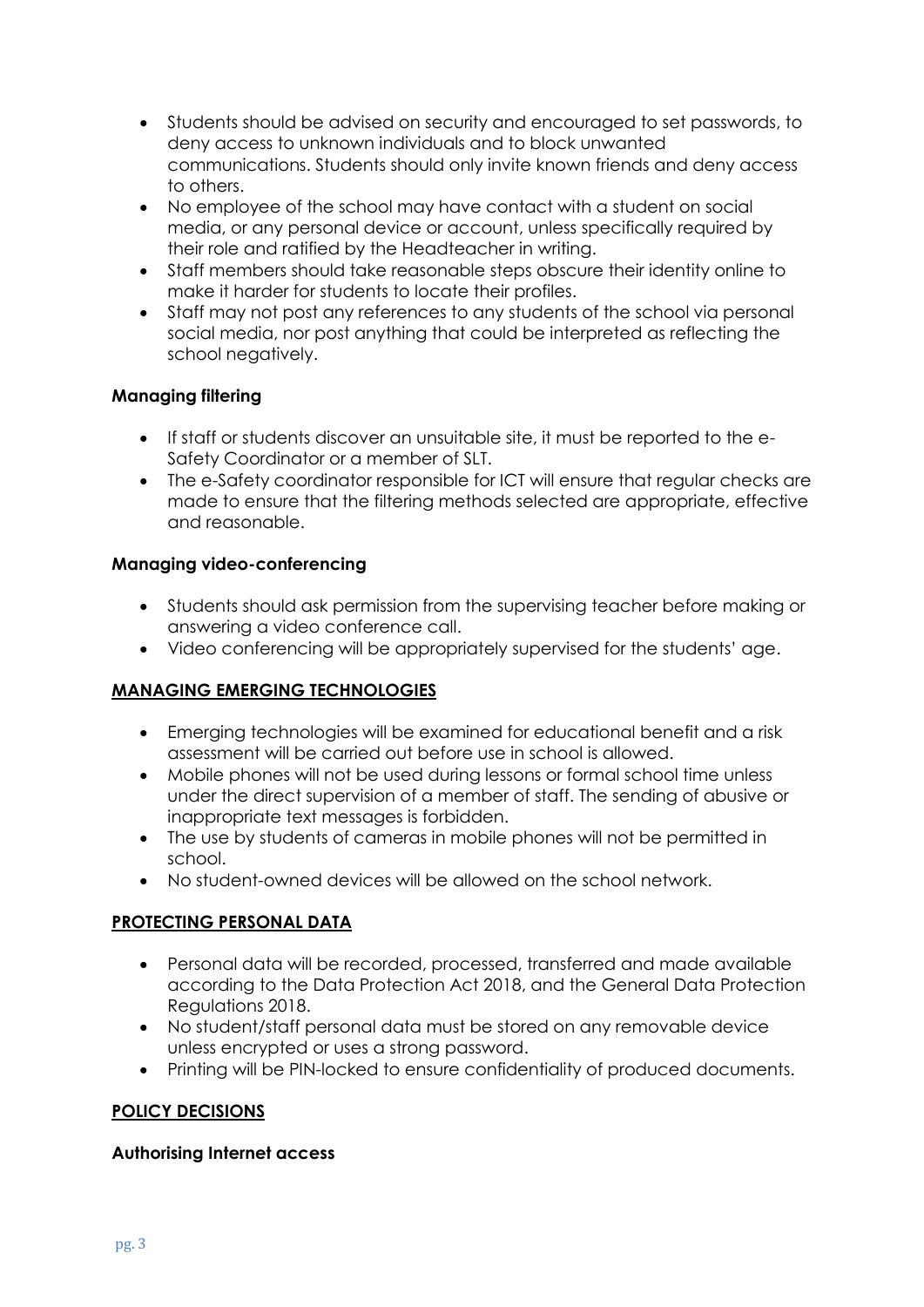- Students should be advised on security and encouraged to set passwords, to deny access to unknown individuals and to block unwanted communications. Students should only invite known friends and deny access to others.
- No employee of the school may have contact with a student on social media, or any personal device or account, unless specifically required by their role and ratified by the Headteacher in writing.
- Staff members should take reasonable steps obscure their identity online to make it harder for students to locate their profiles.
- Staff may not post any references to any students of the school via personal social media, nor post anything that could be interpreted as reflecting the school negatively.

**Managing filtering**

- If staff or students discover an unsuitable site, it must be reported to the e-Safety Coordinator or a member of SLT.
- The e-Safety coordinator responsible for ICT will ensure that regular checks are made to ensure that the filtering methods selected are appropriate, effective and reasonable.

**Managing video-conferencing**

- Students should ask permission from the supervising teacher before making or answering a video conference call.
- Video conferencing will be appropriately supervised for the students' age.

## MANAGING EMERGING TECHNOLOGIES

- Emerging technologies will be examined for educational benefit and a risk assessment will be carried out before use in school is allowed.
- Mobile phones will not be used during lessons or formal school time unless under the direct supervision of a member of staff. The sending of abusive or inappropriate text messages is forbidden.
- The use by students of cameras in mobile phones will not be permitted in school.
- No student-owned devices will be allowed on the school network.

## PROTECTING PERSONAL DATA

- Personal data will be recorded, processed, transferred and made available according to the Data Protection Act 2018, and the General Data Protection Regulations 2018.
- No student/staff personal data must be stored on any removable device unless encrypted or uses a strong password.
- Printing will be PIN-locked to ensure confidentiality of produced documents.

## POLICY DECISIONS

**Authorising Internet access**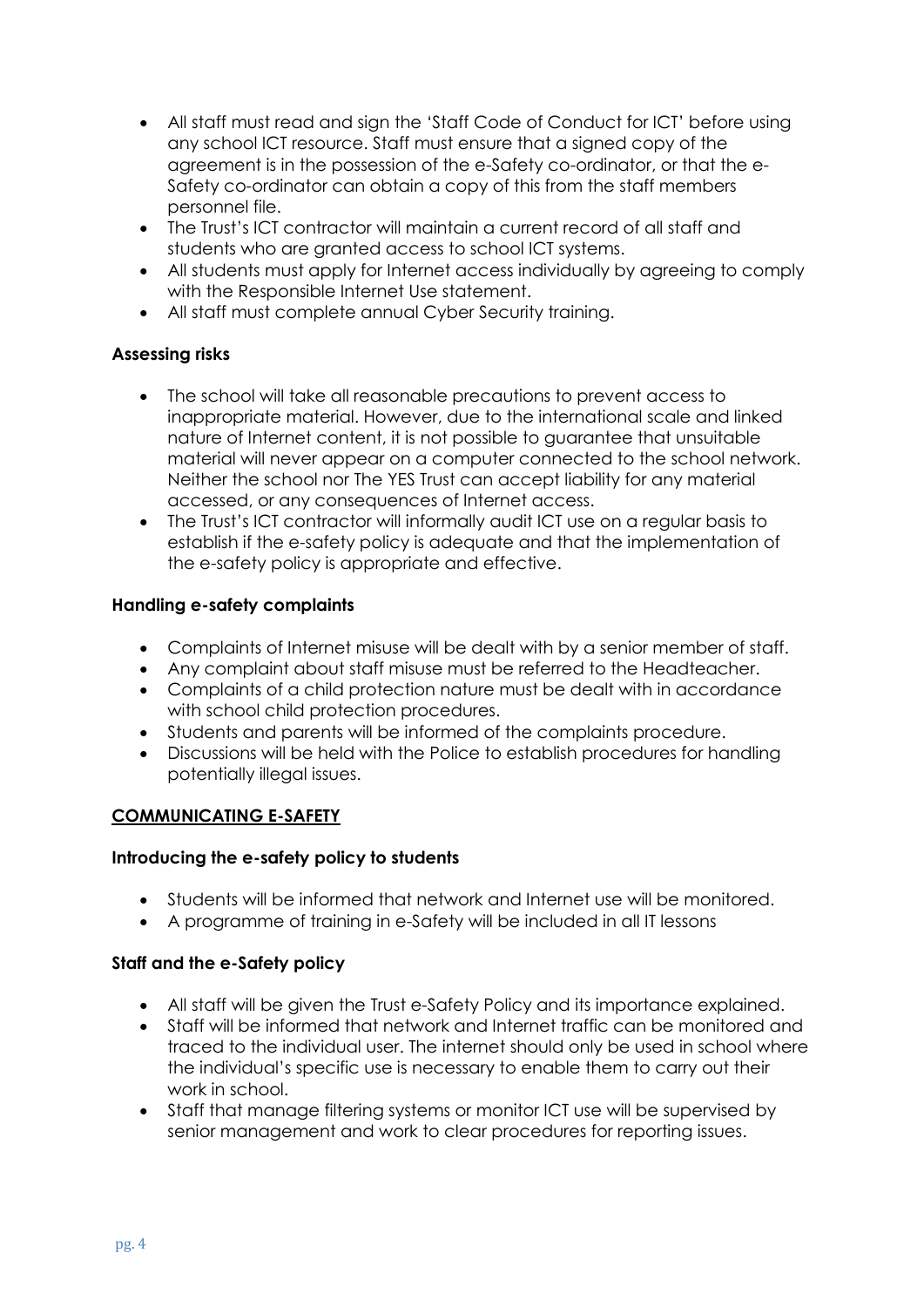- All staff must read and sign the 'Staff Code of Conduct for ICT' before using any school ICT resource. Staff must ensure that a signed copy of the agreement is in the possession of the e-Safety co-ordinator, or that the e-Safety co-ordinator can obtain a copy of this from the staff members personnel file.
- The Trust's ICT contractor will maintain a current record of all staff and students who are granted access to school ICT systems.
- All students must apply for Internet access individually by agreeing to comply with the Responsible Internet Use statement.
- All staff must complete annual Cyber Security training.

**Assessing risks**

- The school will take all reasonable precautions to prevent access to inappropriate material. However, due to the international scale and linked nature of Internet content, it is not possible to guarantee that unsuitable material will never appear on a computer connected to the school network. Neither the school nor The YES Trust can accept liability for any material accessed, or any consequences of Internet access.
- The Trust's ICT contractor will informally audit ICT use on a regular basis to establish if the e-safety policy is adequate and that the implementation of the e-safety policy is appropriate and effective.

**Handling e-safety complaints**

- Complaints of Internet misuse will be dealt with by a senior member of staff.
- Any complaint about staff misuse must be referred to the Headteacher.
- Complaints of a child protection nature must be dealt with in accordance with school child protection procedures.
- Students and parents will be informed of the complaints procedure.
- Discussions will be held with the Police to establish procedures for handling potentially illegal issues.

**<u>COMMUNICATING E-SAFETY</u>**

**Introducing the e-safety policy to students**

- Students will be informed that network and Internet use will be monitored.
- A programme of training in e-Safety will be included in all IT lessons

**Staff and the e-Safety policy**

- All staff will be given the Trust e-Safety Policy and its importance explained.
- Staff will be informed that network and Internet traffic can be monitored and traced to the individual user. The internet should only be used in school where the individual's specific use is necessary to enable them to carry out their work in school.
- Staff that manage filtering systems or monitor ICT use will be supervised by senior management and work to clear procedures for reporting issues.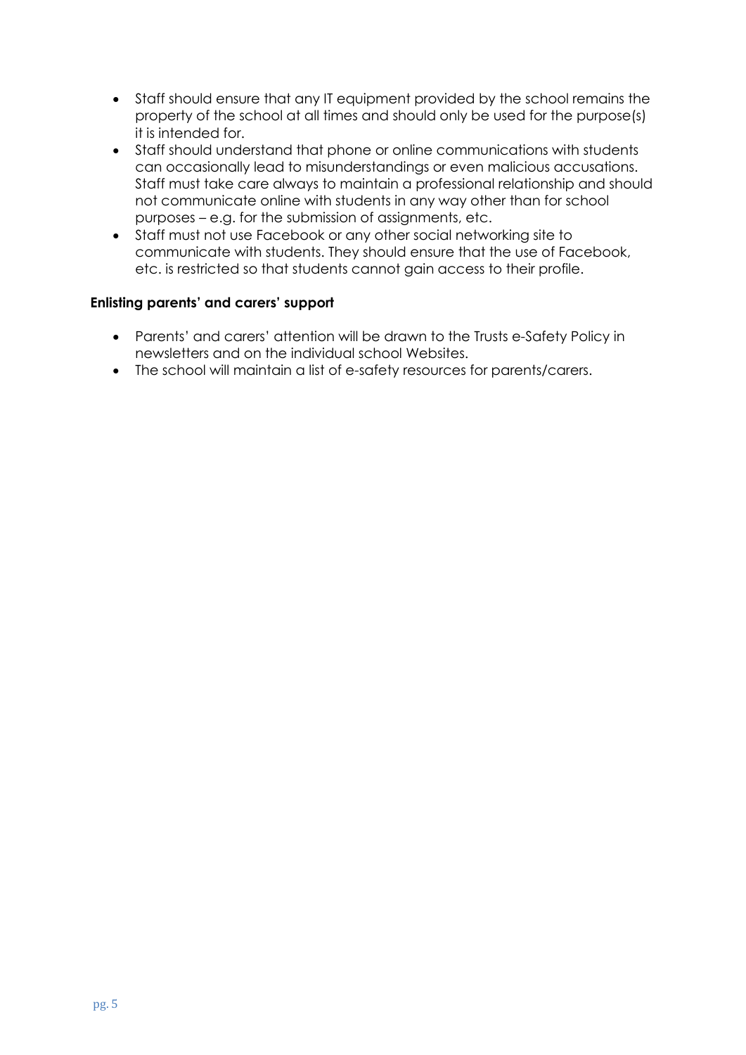- Staff should ensure that any IT equipment provided by the school remains the property of the school at all times and should only be used for the purpose(s) it is intended for.
- Staff should understand that phone or online communications with students can occasionally lead to misunderstandings or even malicious accusations. Staff must take care always to maintain a professional relationship and should not communicate online with students in any way other than for school purposes – e.g. for the submission of assignments, etc.
- Staff must not use Facebook or any other social networking site to communicate with students. They should ensure that the use of Facebook, etc. is restricted so that students cannot gain access to their profile.

**Enlisting parents' and carers' support**

- Parents' and carers' attention will be drawn to the Trusts e-Safety Policy in newsletters and on the individual school Websites.
- The school will maintain a list of e-safety resources for parents/carers.